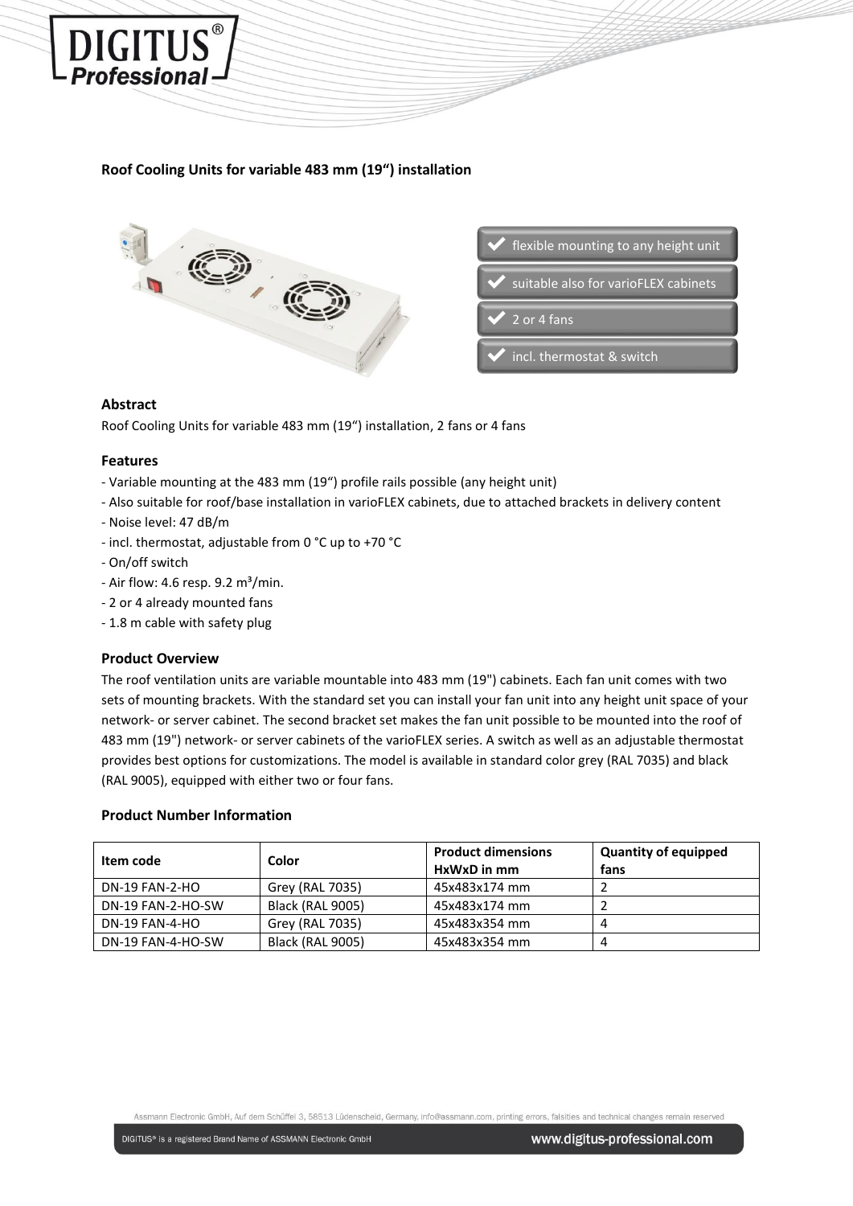## Roof Cooling Units for variable 483 mm (19“) installation

- flexible mounting to any height unit
- suitable also for varioFLEX cabinets
- 2 or 4 fans
- incl. thermostat & switch

### Abstract

Roof Cooling Units for variable 483 mm (19“) installation, 2 fans or 4 fans

### Features

- Variable mounting at the 483 mm (19“) profile rails possible (any height unit)
- Also suitable for roof/base installation in varioFLEX cabinets, due to attached brackets in delivery content
- Noise level: 47 dB/m
- incl. thermostat, adjustable from 0 °C up to +70 °C
- On/off switch
- Air flow: 4.6 resp. 9.2 m³/min.
- 2 or 4 already mounted fans
- 1.8 m cable with safety plug

### Product Overview

The roof ventilation units are variable mountable into 483 mm (19") cabinets. Each fan unit comes with two sets of mounting brackets. With the standard set you can install your fan unit into any height unit space of your network- or server cabinet. The second bracket set makes the fan unit possible to be mounted into the roof of 483 mm (19") network- or server cabinets of the varioFLEX series. A switch as well as an adjustable thermostat provides best options for customizations. The model is available in standard color grey (RAL 7035) and black (RAL 9005), equipped with either two or four fans.

### Product Number Information

| Item code | Color | Product dimensions HxWxD in mm | Quantity of equipped fans |
|---|---|---|---|
| DN-19 FAN-2-HO | Grey (RAL 7035) | 45x483x174 mm | 2 |
| DN-19 FAN-2-HO-SW | Black (RAL 9005) | 45x483x174 mm | 2 |
| DN-19 FAN-4-HO | Grey (RAL 7035) | 45x483x354 mm | 4 |
| DN-19 FAN-4-HO-SW | Black (RAL 9005) | 45x483x354 mm | 4 |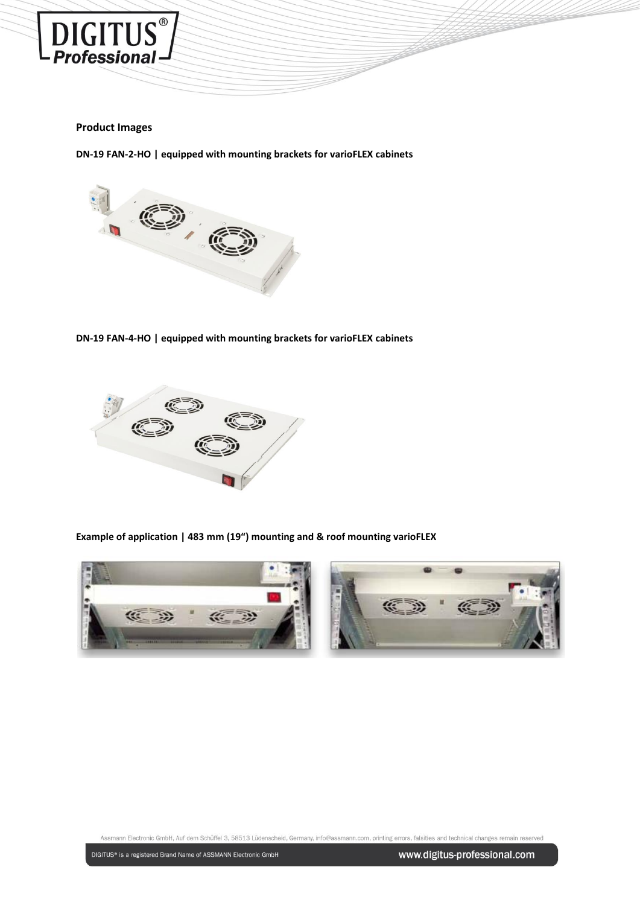## Product Images

**DN-19 FAN-2-HO | equipped with mounting brackets for varioFLEX cabinets**

**DN-19 FAN-4-HO | equipped with mounting brackets for varioFLEX cabinets**

**Example of application | 483 mm (19“) mounting and & roof mounting varioFLEX**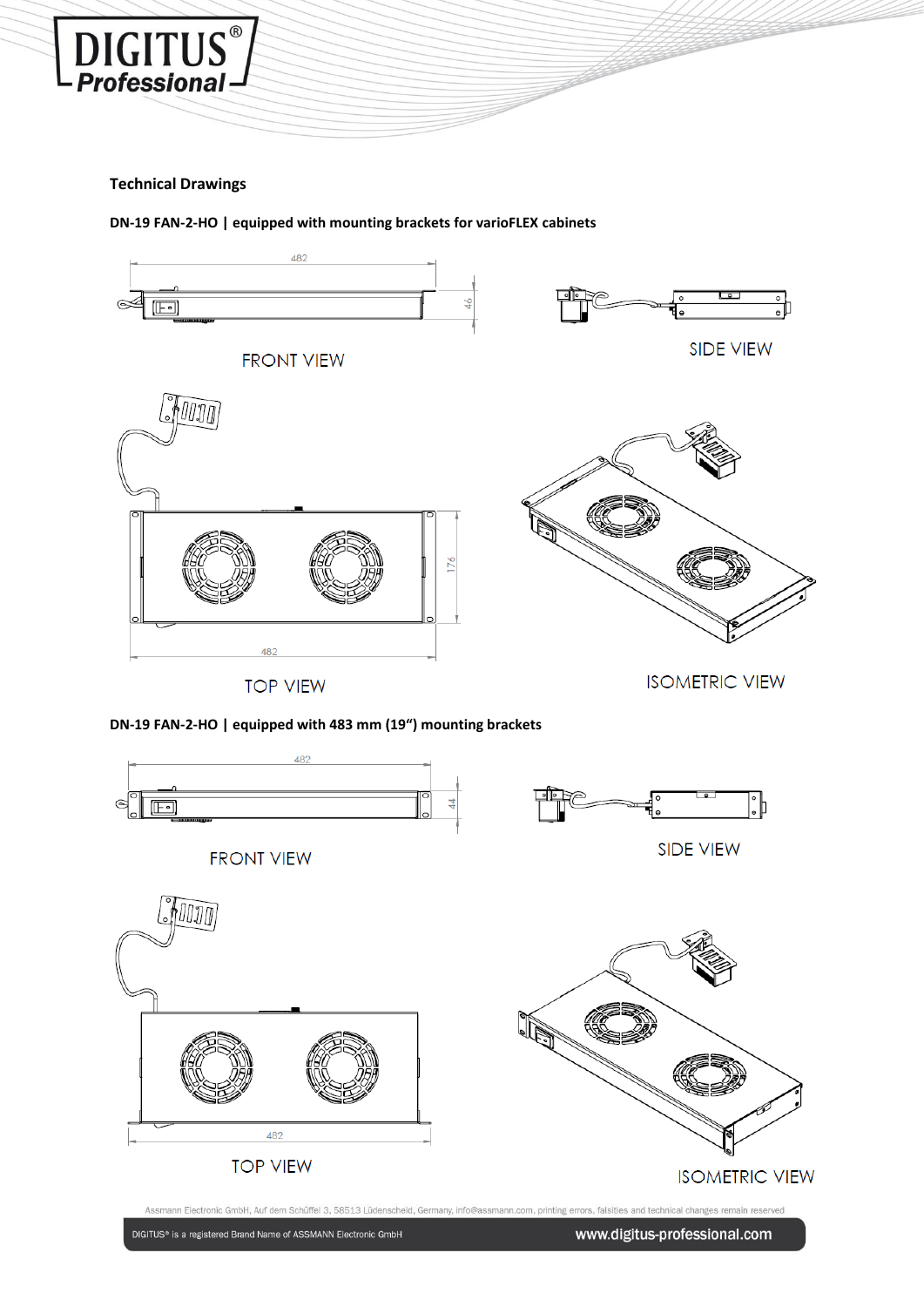**Technical Drawings**

**DN-19 FAN-2-HO | equipped with mounting brackets for varioFLEX cabinets**

482

46

FRONT VIEW

SIDE VIEW

176

482

TOP VIEW

ISOMETRIC VIEW

**DN-19 FAN-2-HO | equipped with 483 mm (19“) mounting brackets**

482

44

FRONT VIEW

SIDE VIEW

482

TOP VIEW

ISOMETRIC VIEW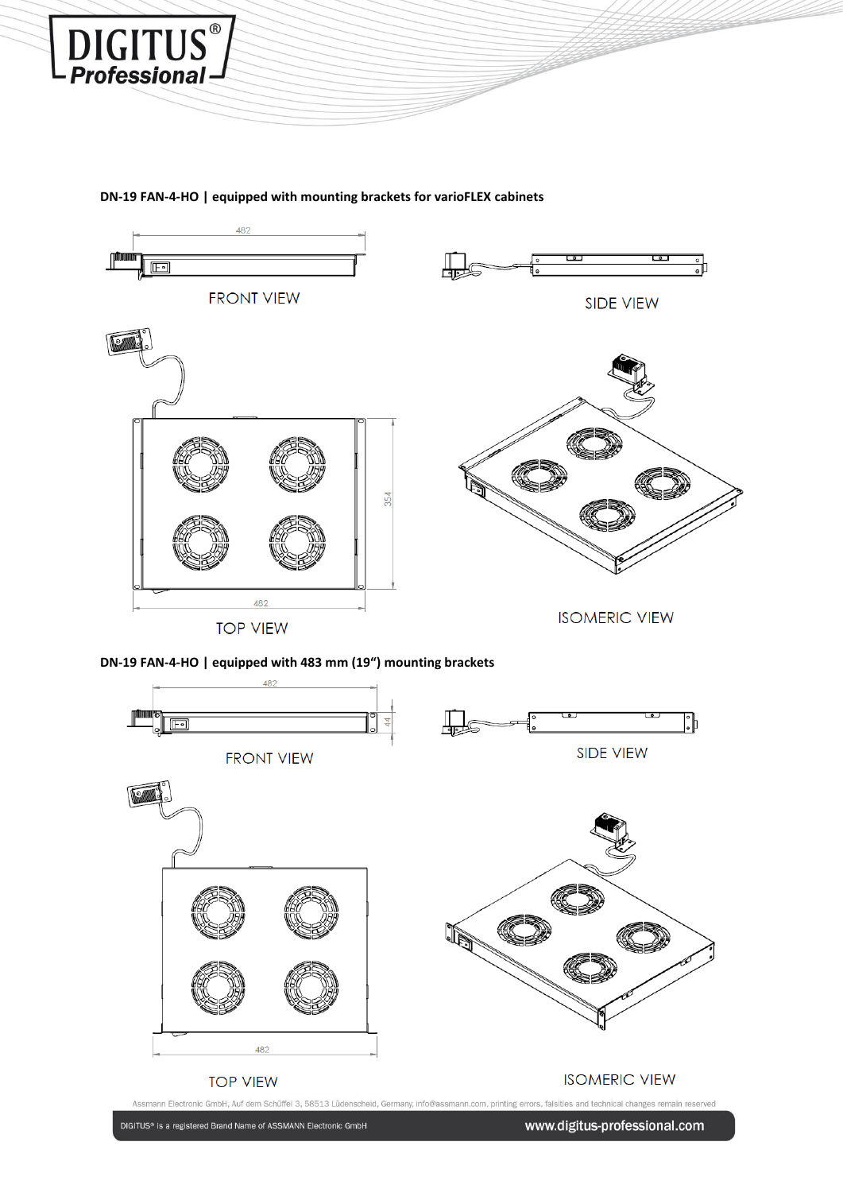**DN-19 FAN-4-HO | equipped with mounting brackets for varioFLEX cabinets**

482

FRONT VIEW

SIDE VIEW

354

482

TOP VIEW

ISOMERIC VIEW

**DN-19 FAN-4-HO | equipped with 483 mm (19“) mounting brackets**

482

44

FRONT VIEW

SIDE VIEW

482

TOP VIEW

ISOMERIC VIEW

Assmann Electronic GmbH, Auf dem Schüffel 3, 58513 Lüdenscheid, Germany, info@assmann.com, printing errors, falsities and technical changes remain reserved

DIGITUS® is a registered Brand Name of ASSMANN Electronic GmbH

www.digitus-professional.com